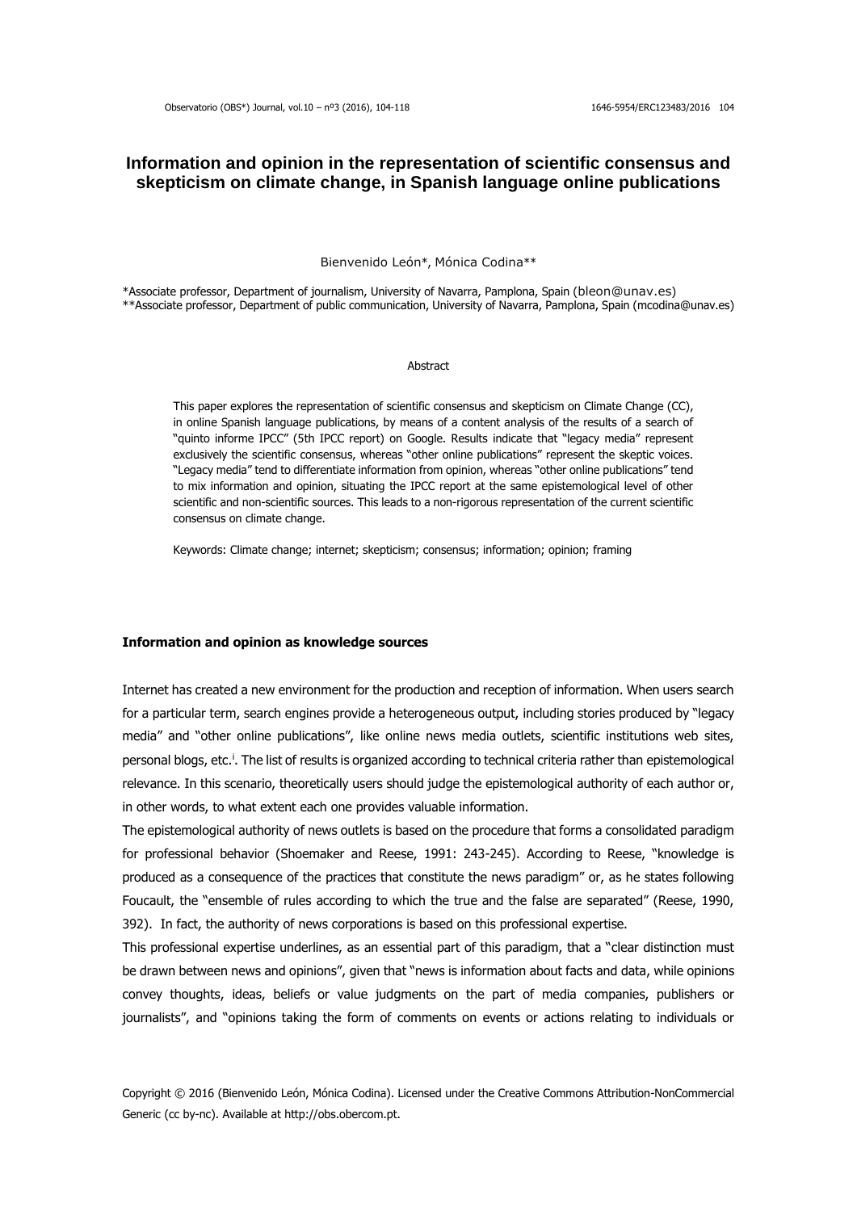# Information and opinion in the representation of scientific consensus and skepticism on climate change, in Spanish language online publications

Bienvenido León*, Mónica Codina**

*Associate professor, Department of journalism, University of Navarra, Pamplona, Spain (bleon@unav.es)
**Associate professor, Department of public communication, University of Navarra, Pamplona, Spain (mcodina@unav.es)

### Abstract

This paper explores the representation of scientific consensus and skepticism on Climate Change (CC), in online Spanish language publications, by means of a content analysis of the results of a search of "quinto informe IPCC" (5th IPCC report) on Google. Results indicate that "legacy media" represent exclusively the scientific consensus, whereas "other online publications" represent the skeptic voices. "Legacy media" tend to differentiate information from opinion, whereas "other online publications" tend to mix information and opinion, situating the IPCC report at the same epistemological level of other scientific and non-scientific sources. This leads to a non-rigorous representation of the current scientific consensus on climate change.

Keywords: Climate change; internet; skepticism; consensus; information; opinion; framing

## Information and opinion as knowledge sources

Internet has created a new environment for the production and reception of information. When users search for a particular term, search engines provide a heterogeneous output, including stories produced by "legacy media" and "other online publications", like online news media outlets, scientific institutions web sites, personal blogs, etc.[i]. The list of results is organized according to technical criteria rather than epistemological relevance. In this scenario, theoretically users should judge the epistemological authority of each author or, in other words, to what extent each one provides valuable information.

The epistemological authority of news outlets is based on the procedure that forms a consolidated paradigm for professional behavior (Shoemaker and Reese, 1991: 243-245). According to Reese, "knowledge is produced as a consequence of the practices that constitute the news paradigm" or, as he states following Foucault, the "ensemble of rules according to which the true and the false are separated" (Reese, 1990, 392). In fact, the authority of news corporations is based on this professional expertise.

This professional expertise underlines, as an essential part of this paradigm, that a "clear distinction must be drawn between news and opinions", given that "news is information about facts and data, while opinions convey thoughts, ideas, beliefs or value judgments on the part of media companies, publishers or journalists", and "opinions taking the form of comments on events or actions relating to individuals or

Copyright © 2016 (Bienvenido León, Mónica Codina). Licensed under the Creative Commons Attribution-NonCommercial Generic (cc by-nc). Available at http://obs.obercom.pt.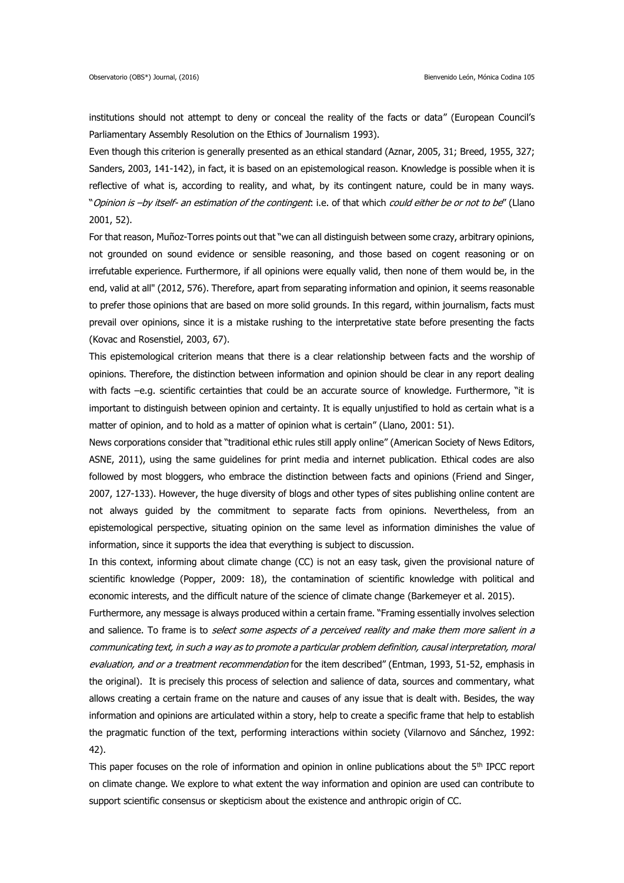institutions should not attempt to deny or conceal the reality of the facts or data" (European Council's Parliamentary Assembly Resolution on the Ethics of Journalism 1993).

Even though this criterion is generally presented as an ethical standard (Aznar, 2005, 31; Breed, 1955, 327; Sanders, 2003, 141-142), in fact, it is based on an epistemological reason. Knowledge is possible when it is reflective of what is, according to reality, and what, by its contingent nature, could be in many ways. "*Opinion is –by itself- an estimation of the contingent*: i.e. of that which *could either be or not to be*" (Llano 2001, 52).

For that reason, Muñoz-Torres points out that "we can all distinguish between some crazy, arbitrary opinions, not grounded on sound evidence or sensible reasoning, and those based on cogent reasoning or on irrefutable experience. Furthermore, if all opinions were equally valid, then none of them would be, in the end, valid at all" (2012, 576). Therefore, apart from separating information and opinion, it seems reasonable to prefer those opinions that are based on more solid grounds. In this regard, within journalism, facts must prevail over opinions, since it is a mistake rushing to the interpretative state before presenting the facts (Kovac and Rosenstiel, 2003, 67).

This epistemological criterion means that there is a clear relationship between facts and the worship of opinions. Therefore, the distinction between information and opinion should be clear in any report dealing with facts –e.g. scientific certainties that could be an accurate source of knowledge. Furthermore, "it is important to distinguish between opinion and certainty. It is equally unjustified to hold as certain what is a matter of opinion, and to hold as a matter of opinion what is certain" (Llano, 2001: 51).

News corporations consider that "traditional ethic rules still apply online" (American Society of News Editors, ASNE, 2011), using the same guidelines for print media and internet publication. Ethical codes are also followed by most bloggers, who embrace the distinction between facts and opinions (Friend and Singer, 2007, 127-133). However, the huge diversity of blogs and other types of sites publishing online content are not always guided by the commitment to separate facts from opinions. Nevertheless, from an epistemological perspective, situating opinion on the same level as information diminishes the value of information, since it supports the idea that everything is subject to discussion.

In this context, informing about climate change (CC) is not an easy task, given the provisional nature of scientific knowledge (Popper, 2009: 18), the contamination of scientific knowledge with political and economic interests, and the difficult nature of the science of climate change (Barkemeyer et al. 2015).

Furthermore, any message is always produced within a certain frame. "Framing essentially involves selection and salience. To frame is to *select some aspects of a perceived reality and make them more salient in a communicating text, in such a way as to promote a particular problem definition, causal interpretation, moral evaluation, and or a treatment recommendation* for the item described" (Entman, 1993, 51-52, emphasis in the original). It is precisely this process of selection and salience of data, sources and commentary, what allows creating a certain frame on the nature and causes of any issue that is dealt with. Besides, the way information and opinions are articulated within a story, help to create a specific frame that help to establish the pragmatic function of the text, performing interactions within society (Vilarnovo and Sánchez, 1992: 42).

This paper focuses on the role of information and opinion in online publications about the 5th IPCC report on climate change. We explore to what extent the way information and opinion are used can contribute to support scientific consensus or skepticism about the existence and anthropic origin of CC.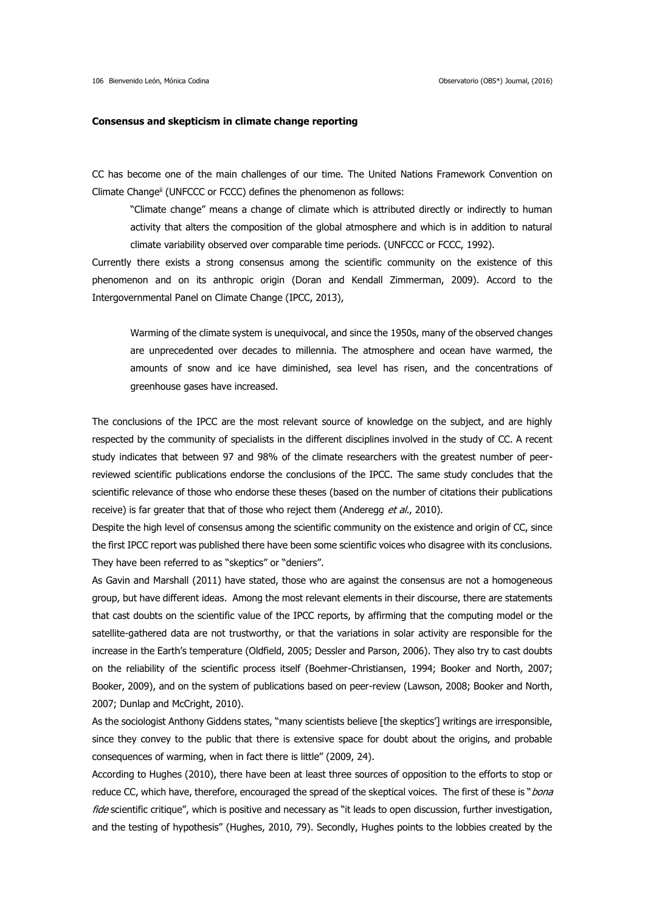**Consensus and skepticism in climate change reporting**

CC has become one of the main challenges of our time. The United Nations Framework Convention on Climate Change[ii] (UNFCCC or FCCC) defines the phenomenon as follows:

> "Climate change" means a change of climate which is attributed directly or indirectly to human activity that alters the composition of the global atmosphere and which is in addition to natural climate variability observed over comparable time periods. (UNFCCC or FCCC, 1992).

Currently there exists a strong consensus among the scientific community on the existence of this phenomenon and on its anthropic origin (Doran and Kendall Zimmerman, 2009). Accord to the Intergovernmental Panel on Climate Change (IPCC, 2013),

> Warming of the climate system is unequivocal, and since the 1950s, many of the observed changes are unprecedented over decades to millennia. The atmosphere and ocean have warmed, the amounts of snow and ice have diminished, sea level has risen, and the concentrations of greenhouse gases have increased.

The conclusions of the IPCC are the most relevant source of knowledge on the subject, and are highly respected by the community of specialists in the different disciplines involved in the study of CC. A recent study indicates that between 97 and 98% of the climate researchers with the greatest number of peer-reviewed scientific publications endorse the conclusions of the IPCC. The same study concludes that the scientific relevance of those who endorse these theses (based on the number of citations their publications receive) is far greater that that of those who reject them (Anderegg *et al.*, 2010).

Despite the high level of consensus among the scientific community on the existence and origin of CC, since the first IPCC report was published there have been some scientific voices who disagree with its conclusions. They have been referred to as "skeptics" or "deniers".

As Gavin and Marshall (2011) have stated, those who are against the consensus are not a homogeneous group, but have different ideas. Among the most relevant elements in their discourse, there are statements that cast doubts on the scientific value of the IPCC reports, by affirming that the computing model or the satellite-gathered data are not trustworthy, or that the variations in solar activity are responsible for the increase in the Earth's temperature (Oldfield, 2005; Dessler and Parson, 2006). They also try to cast doubts on the reliability of the scientific process itself (Boehmer-Christiansen, 1994; Booker and North, 2007; Booker, 2009), and on the system of publications based on peer-review (Lawson, 2008; Booker and North, 2007; Dunlap and McCright, 2010).

As the sociologist Anthony Giddens states, "many scientists believe [the skeptics'] writings are irresponsible, since they convey to the public that there is extensive space for doubt about the origins, and probable consequences of warming, when in fact there is little" (2009, 24).

According to Hughes (2010), there have been at least three sources of opposition to the efforts to stop or reduce CC, which have, therefore, encouraged the spread of the skeptical voices. The first of these is "*bona fide* scientific critique", which is positive and necessary as "it leads to open discussion, further investigation, and the testing of hypothesis" (Hughes, 2010, 79). Secondly, Hughes points to the lobbies created by the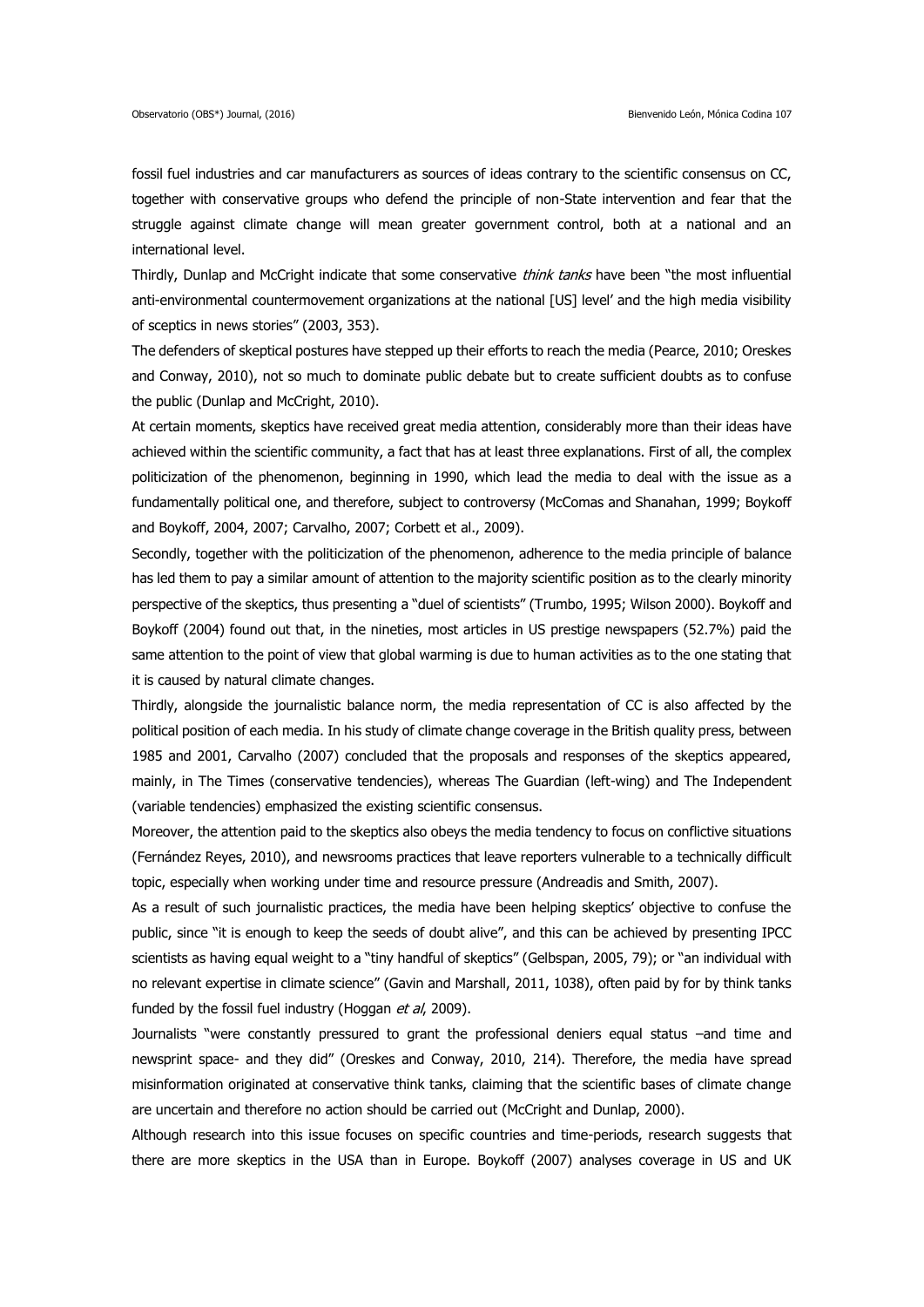fossil fuel industries and car manufacturers as sources of ideas contrary to the scientific consensus on CC, together with conservative groups who defend the principle of non-State intervention and fear that the struggle against climate change will mean greater government control, both at a national and an international level.

Thirdly, Dunlap and McCright indicate that some conservative *think tanks* have been "the most influential anti-environmental countermovement organizations at the national [US] level' and the high media visibility of sceptics in news stories" (2003, 353).

The defenders of skeptical postures have stepped up their efforts to reach the media (Pearce, 2010; Oreskes and Conway, 2010), not so much to dominate public debate but to create sufficient doubts as to confuse the public (Dunlap and McCright, 2010).

At certain moments, skeptics have received great media attention, considerably more than their ideas have achieved within the scientific community, a fact that has at least three explanations. First of all, the complex politicization of the phenomenon, beginning in 1990, which lead the media to deal with the issue as a fundamentally political one, and therefore, subject to controversy (McComas and Shanahan, 1999; Boykoff and Boykoff, 2004, 2007; Carvalho, 2007; Corbett et al., 2009).

Secondly, together with the politicization of the phenomenon, adherence to the media principle of balance has led them to pay a similar amount of attention to the majority scientific position as to the clearly minority perspective of the skeptics, thus presenting a "duel of scientists" (Trumbo, 1995; Wilson 2000). Boykoff and Boykoff (2004) found out that, in the nineties, most articles in US prestige newspapers (52.7%) paid the same attention to the point of view that global warming is due to human activities as to the one stating that it is caused by natural climate changes.

Thirdly, alongside the journalistic balance norm, the media representation of CC is also affected by the political position of each media. In his study of climate change coverage in the British quality press, between 1985 and 2001, Carvalho (2007) concluded that the proposals and responses of the skeptics appeared, mainly, in The Times (conservative tendencies), whereas The Guardian (left-wing) and The Independent (variable tendencies) emphasized the existing scientific consensus.

Moreover, the attention paid to the skeptics also obeys the media tendency to focus on conflictive situations (Fernández Reyes, 2010), and newsrooms practices that leave reporters vulnerable to a technically difficult topic, especially when working under time and resource pressure (Andreadis and Smith, 2007).

As a result of such journalistic practices, the media have been helping skeptics' objective to confuse the public, since "it is enough to keep the seeds of doubt alive", and this can be achieved by presenting IPCC scientists as having equal weight to a "tiny handful of skeptics" (Gelbspan, 2005, 79); or "an individual with no relevant expertise in climate science" (Gavin and Marshall, 2011, 1038), often paid by for by think tanks funded by the fossil fuel industry (Hoggan *et al*, 2009).

Journalists "were constantly pressured to grant the professional deniers equal status –and time and newsprint space- and they did" (Oreskes and Conway, 2010, 214). Therefore, the media have spread misinformation originated at conservative think tanks, claiming that the scientific bases of climate change are uncertain and therefore no action should be carried out (McCright and Dunlap, 2000).

Although research into this issue focuses on specific countries and time-periods, research suggests that there are more skeptics in the USA than in Europe. Boykoff (2007) analyses coverage in US and UK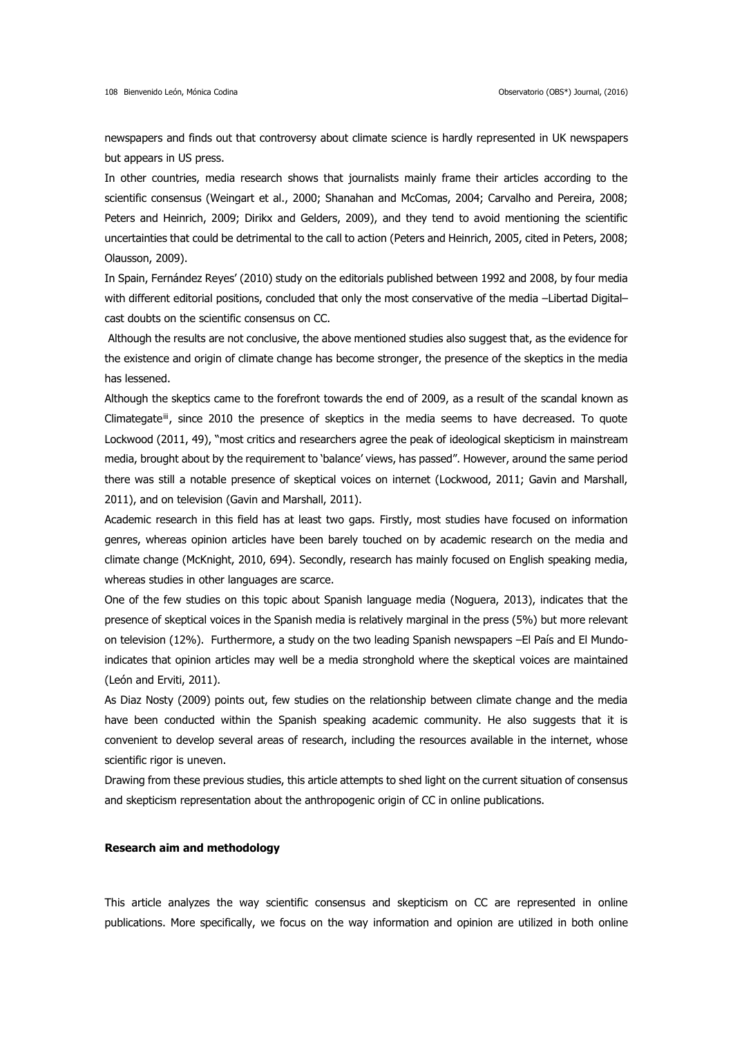newspapers and finds out that controversy about climate science is hardly represented in UK newspapers but appears in US press.

In other countries, media research shows that journalists mainly frame their articles according to the scientific consensus (Weingart et al., 2000; Shanahan and McComas, 2004; Carvalho and Pereira, 2008; Peters and Heinrich, 2009; Dirikx and Gelders, 2009), and they tend to avoid mentioning the scientific uncertainties that could be detrimental to the call to action (Peters and Heinrich, 2005, cited in Peters, 2008; Olausson, 2009).

In Spain, Fernández Reyes' (2010) study on the editorials published between 1992 and 2008, by four media with different editorial positions, concluded that only the most conservative of the media –Libertad Digital– cast doubts on the scientific consensus on CC.

Although the results are not conclusive, the above mentioned studies also suggest that, as the evidence for the existence and origin of climate change has become stronger, the presence of the skeptics in the media has lessened.

Although the skeptics came to the forefront towards the end of 2009, as a result of the scandal known as Climategate[iii], since 2010 the presence of skeptics in the media seems to have decreased. To quote Lockwood (2011, 49), "most critics and researchers agree the peak of ideological skepticism in mainstream media, brought about by the requirement to 'balance' views, has passed". However, around the same period there was still a notable presence of skeptical voices on internet (Lockwood, 2011; Gavin and Marshall, 2011), and on television (Gavin and Marshall, 2011).

Academic research in this field has at least two gaps. Firstly, most studies have focused on information genres, whereas opinion articles have been barely touched on by academic research on the media and climate change (McKnight, 2010, 694). Secondly, research has mainly focused on English speaking media, whereas studies in other languages are scarce.

One of the few studies on this topic about Spanish language media (Noguera, 2013), indicates that the presence of skeptical voices in the Spanish media is relatively marginal in the press (5%) but more relevant on television (12%). Furthermore, a study on the two leading Spanish newspapers –El País and El Mundo-indicates that opinion articles may well be a media stronghold where the skeptical voices are maintained (León and Erviti, 2011).

As Diaz Nosty (2009) points out, few studies on the relationship between climate change and the media have been conducted within the Spanish speaking academic community. He also suggests that it is convenient to develop several areas of research, including the resources available in the internet, whose scientific rigor is uneven.

Drawing from these previous studies, this article attempts to shed light on the current situation of consensus and skepticism representation about the anthropogenic origin of CC in online publications.

## Research aim and methodology

This article analyzes the way scientific consensus and skepticism on CC are represented in online publications. More specifically, we focus on the way information and opinion are utilized in both online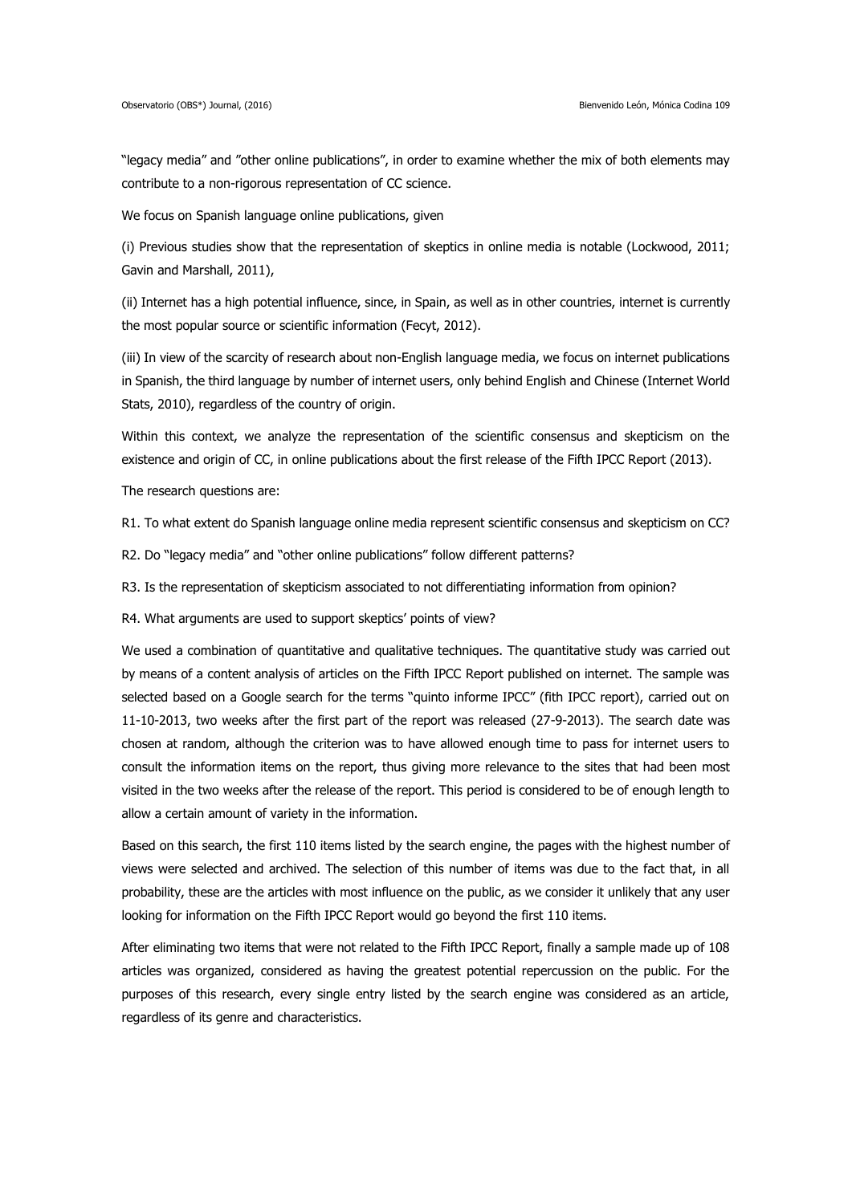"legacy media" and "other online publications", in order to examine whether the mix of both elements may contribute to a non-rigorous representation of CC science.

We focus on Spanish language online publications, given

(i) Previous studies show that the representation of skeptics in online media is notable (Lockwood, 2011; Gavin and Marshall, 2011),

(ii) Internet has a high potential influence, since, in Spain, as well as in other countries, internet is currently the most popular source or scientific information (Fecyt, 2012).

(iii) In view of the scarcity of research about non-English language media, we focus on internet publications in Spanish, the third language by number of internet users, only behind English and Chinese (Internet World Stats, 2010), regardless of the country of origin.

Within this context, we analyze the representation of the scientific consensus and skepticism on the existence and origin of CC, in online publications about the first release of the Fifth IPCC Report (2013).

The research questions are:

R1. To what extent do Spanish language online media represent scientific consensus and skepticism on CC?

R2. Do "legacy media" and "other online publications" follow different patterns?

R3. Is the representation of skepticism associated to not differentiating information from opinion?

R4. What arguments are used to support skeptics' points of view?

We used a combination of quantitative and qualitative techniques. The quantitative study was carried out by means of a content analysis of articles on the Fifth IPCC Report published on internet. The sample was selected based on a Google search for the terms "quinto informe IPCC" (fith IPCC report), carried out on 11-10-2013, two weeks after the first part of the report was released (27-9-2013). The search date was chosen at random, although the criterion was to have allowed enough time to pass for internet users to consult the information items on the report, thus giving more relevance to the sites that had been most visited in the two weeks after the release of the report. This period is considered to be of enough length to allow a certain amount of variety in the information.

Based on this search, the first 110 items listed by the search engine, the pages with the highest number of views were selected and archived. The selection of this number of items was due to the fact that, in all probability, these are the articles with most influence on the public, as we consider it unlikely that any user looking for information on the Fifth IPCC Report would go beyond the first 110 items.

After eliminating two items that were not related to the Fifth IPCC Report, finally a sample made up of 108 articles was organized, considered as having the greatest potential repercussion on the public. For the purposes of this research, every single entry listed by the search engine was considered as an article, regardless of its genre and characteristics.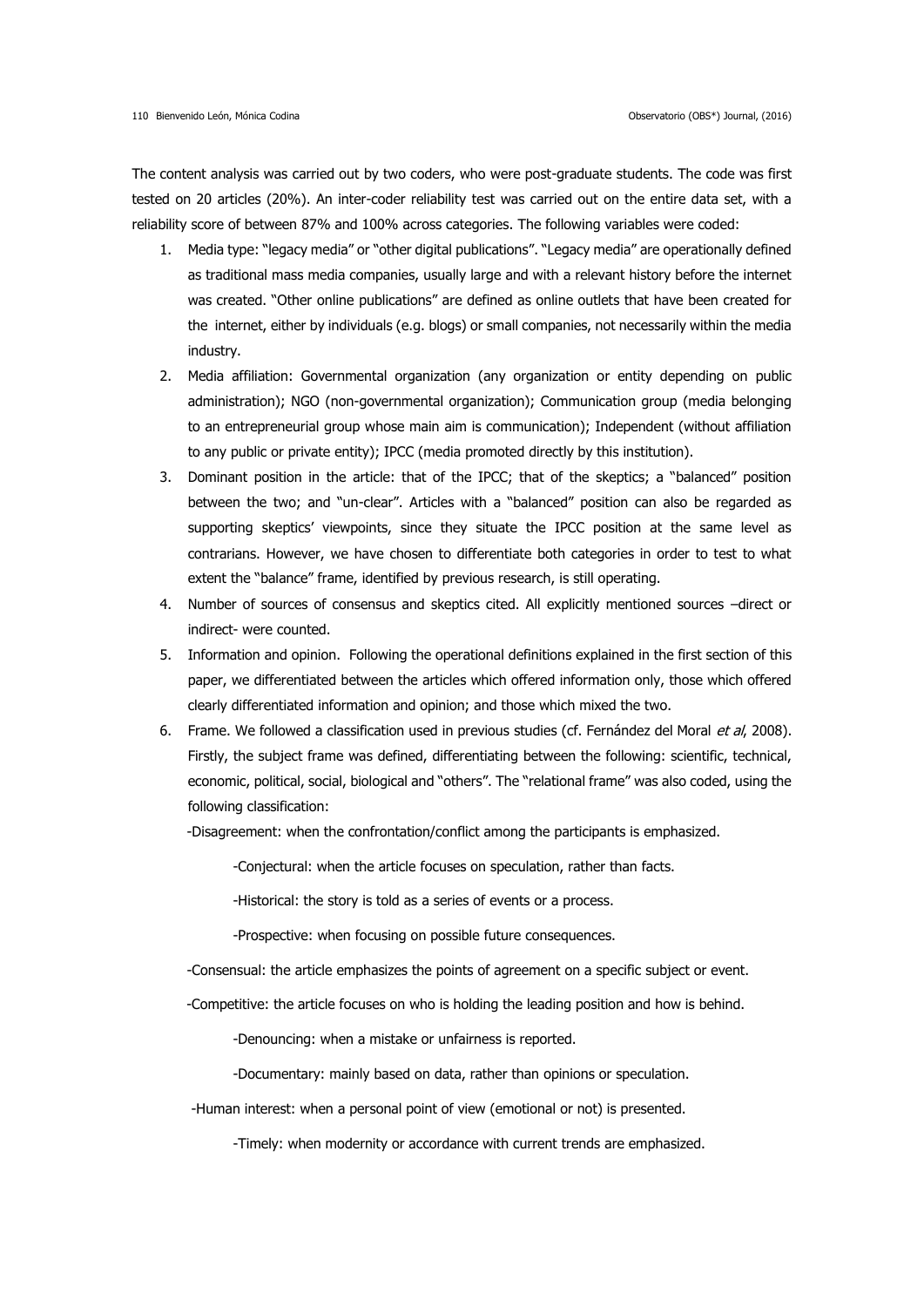The content analysis was carried out by two coders, who were post-graduate students. The code was first tested on 20 articles (20%). An inter-coder reliability test was carried out on the entire data set, with a reliability score of between 87% and 100% across categories. The following variables were coded:

1. Media type: "legacy media" or "other digital publications". "Legacy media" are operationally defined as traditional mass media companies, usually large and with a relevant history before the internet was created. "Other online publications" are defined as online outlets that have been created for the internet, either by individuals (e.g. blogs) or small companies, not necessarily within the media industry.
2. Media affiliation: Governmental organization (any organization or entity depending on public administration); NGO (non-governmental organization); Communication group (media belonging to an entrepreneurial group whose main aim is communication); Independent (without affiliation to any public or private entity); IPCC (media promoted directly by this institution).
3. Dominant position in the article: that of the IPCC; that of the skeptics; a "balanced" position between the two; and "un-clear". Articles with a "balanced" position can also be regarded as supporting skeptics' viewpoints, since they situate the IPCC position at the same level as contrarians. However, we have chosen to differentiate both categories in order to test to what extent the "balance" frame, identified by previous research, is still operating.
4. Number of sources of consensus and skeptics cited. All explicitly mentioned sources –direct or indirect- were counted.
5. Information and opinion. Following the operational definitions explained in the first section of this paper, we differentiated between the articles which offered information only, those which offered clearly differentiated information and opinion; and those which mixed the two.
6. Frame. We followed a classification used in previous studies (cf. Fernández del Moral *et al*, 2008). Firstly, the subject frame was defined, differentiating between the following: scientific, technical, economic, political, social, biological and "others". The "relational frame" was also coded, using the following classification:

   -Disagreement: when the confrontation/conflict among the participants is emphasized.

   -Conjectural: when the article focuses on speculation, rather than facts.

   -Historical: the story is told as a series of events or a process.

   -Prospective: when focusing on possible future consequences.

   -Consensual: the article emphasizes the points of agreement on a specific subject or event.

   -Competitive: the article focuses on who is holding the leading position and how is behind.

   -Denouncing: when a mistake or unfairness is reported.

   -Documentary: mainly based on data, rather than opinions or speculation.

   -Human interest: when a personal point of view (emotional or not) is presented.

   -Timely: when modernity or accordance with current trends are emphasized.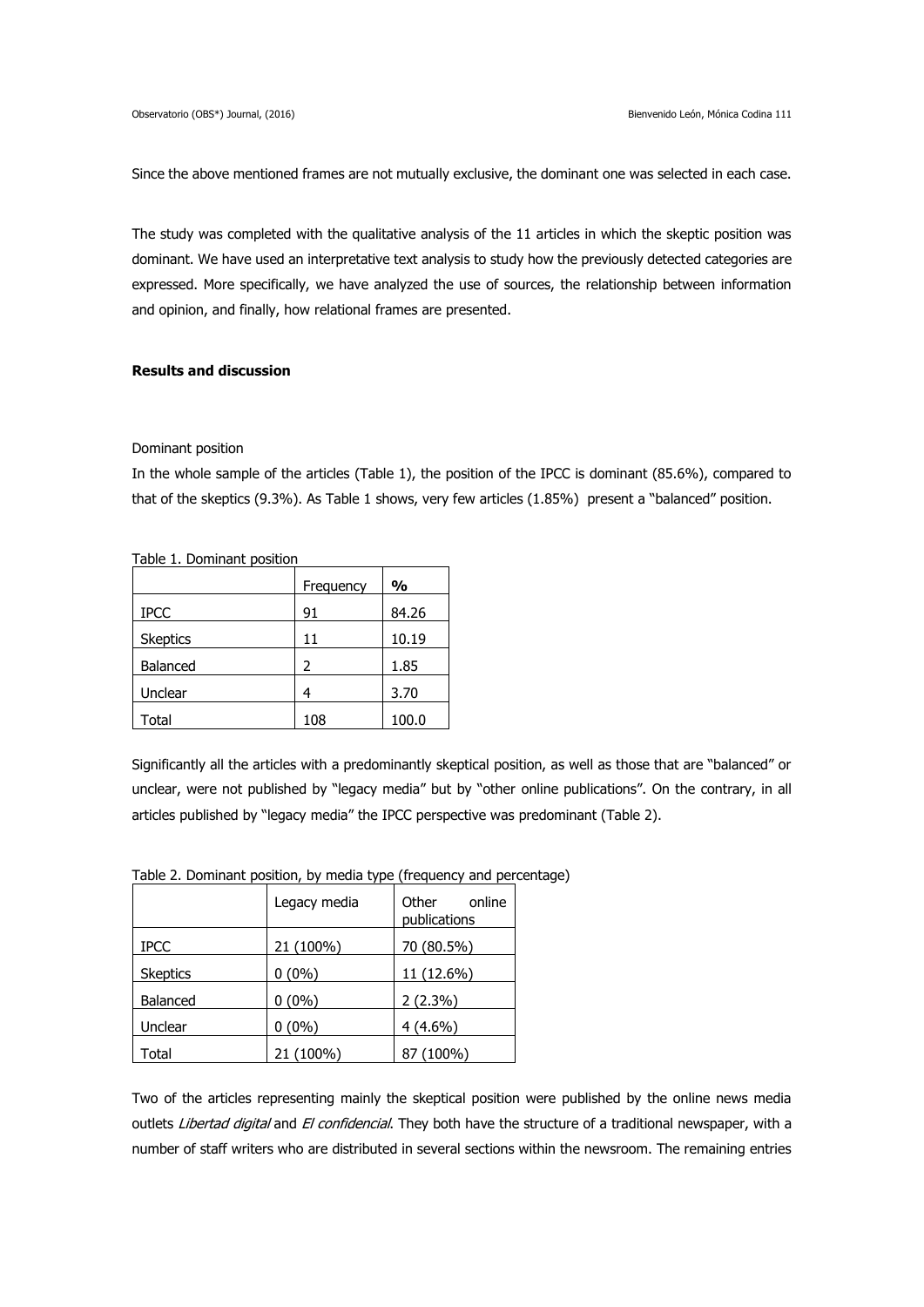Since the above mentioned frames are not mutually exclusive, the dominant one was selected in each case.

The study was completed with the qualitative analysis of the 11 articles in which the skeptic position was dominant. We have used an interpretative text analysis to study how the previously detected categories are expressed. More specifically, we have analyzed the use of sources, the relationship between information and opinion, and finally, how relational frames are presented.

**Results and discussion**

Dominant position

In the whole sample of the articles (Table 1), the position of the IPCC is dominant (85.6%), compared to that of the skeptics (9.3%). As Table 1 shows, very few articles (1.85%) present a "balanced" position.

Table 1. Dominant position

| | Frequency | % |
|---|---|---|
| IPCC | 91 | 84.26 |
| Skeptics | 11 | 10.19 |
| Balanced | 2 | 1.85 |
| Unclear | 4 | 3.70 |
| Total | 108 | 100.0 |

Significantly all the articles with a predominantly skeptical position, as well as those that are "balanced" or unclear, were not published by "legacy media" but by "other online publications". On the contrary, in all articles published by "legacy media" the IPCC perspective was predominant (Table 2).

Table 2. Dominant position, by media type (frequency and percentage)

| | Legacy media | Other online publications |
|---|---|---|
| IPCC | 21 (100%) | 70 (80.5%) |
| Skeptics | 0 (0%) | 11 (12.6%) |
| Balanced | 0 (0%) | 2 (2.3%) |
| Unclear | 0 (0%) | 4 (4.6%) |
| Total | 21 (100%) | 87 (100%) |

Two of the articles representing mainly the skeptical position were published by the online news media outlets *Libertad digital* and *El confidencial*. They both have the structure of a traditional newspaper, with a number of staff writers who are distributed in several sections within the newsroom. The remaining entries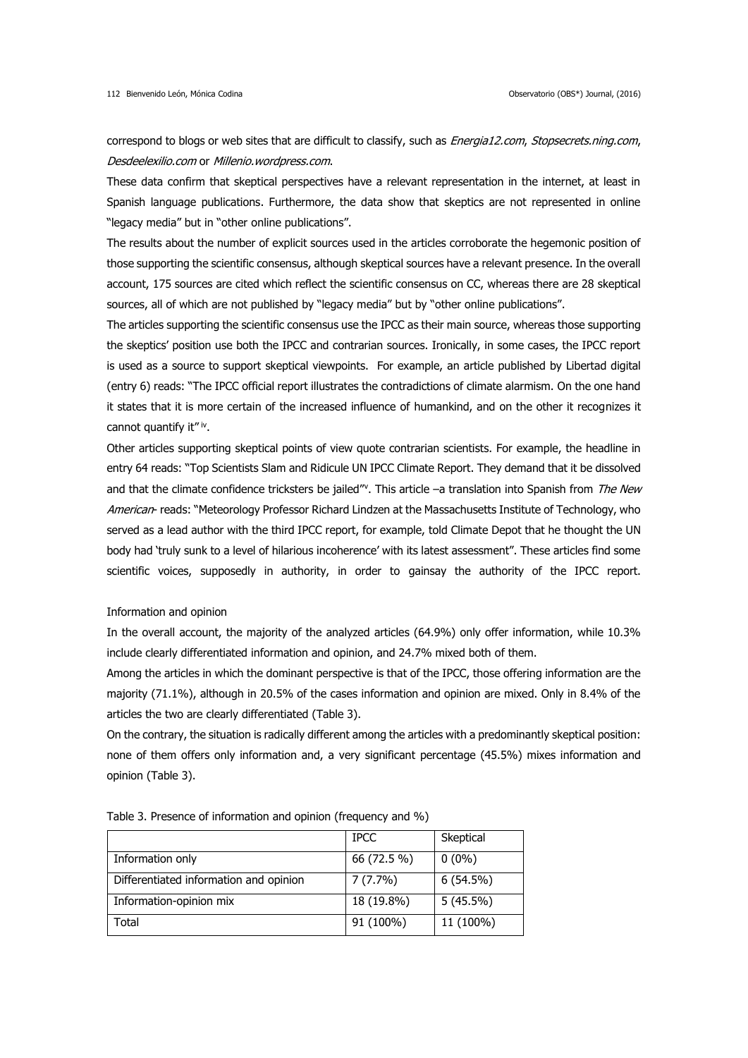correspond to blogs or web sites that are difficult to classify, such as *Energia12.com*, *Stopsecrets.ning.com*, *Desdeelexilio.com* or *Millenio.wordpress.com*.

These data confirm that skeptical perspectives have a relevant representation in the internet, at least in Spanish language publications. Furthermore, the data show that skeptics are not represented in online "legacy media" but in "other online publications".

The results about the number of explicit sources used in the articles corroborate the hegemonic position of those supporting the scientific consensus, although skeptical sources have a relevant presence. In the overall account, 175 sources are cited which reflect the scientific consensus on CC, whereas there are 28 skeptical sources, all of which are not published by "legacy media" but by "other online publications".

The articles supporting the scientific consensus use the IPCC as their main source, whereas those supporting the skeptics' position use both the IPCC and contrarian sources. Ironically, in some cases, the IPCC report is used as a source to support skeptical viewpoints. For example, an article published by Libertad digital (entry 6) reads: "The IPCC official report illustrates the contradictions of climate alarmism. On the one hand it states that it is more certain of the increased influence of humankind, and on the other it recognizes it cannot quantify it" [iv].

Other articles supporting skeptical points of view quote contrarian scientists. For example, the headline in entry 64 reads: "Top Scientists Slam and Ridicule UN IPCC Climate Report. They demand that it be dissolved and that the climate confidence tricksters be jailed"[v]. This article –a translation into Spanish from *The New American*- reads: "Meteorology Professor Richard Lindzen at the Massachusetts Institute of Technology, who served as a lead author with the third IPCC report, for example, told Climate Depot that he thought the UN body had 'truly sunk to a level of hilarious incoherence' with its latest assessment". These articles find some scientific voices, supposedly in authority, in order to gainsay the authority of the IPCC report.

Information and opinion

In the overall account, the majority of the analyzed articles (64.9%) only offer information, while 10.3% include clearly differentiated information and opinion, and 24.7% mixed both of them.

Among the articles in which the dominant perspective is that of the IPCC, those offering information are the majority (71.1%), although in 20.5% of the cases information and opinion are mixed. Only in 8.4% of the articles the two are clearly differentiated (Table 3).

On the contrary, the situation is radically different among the articles with a predominantly skeptical position: none of them offers only information and, a very significant percentage (45.5%) mixes information and opinion (Table 3).

Table 3. Presence of information and opinion (frequency and %)

| | IPCC | Skeptical |
|---|---|---|
| Information only | 66 (72.5 %) | 0 (0%) |
| Differentiated information and opinion | 7 (7.7%) | 6 (54.5%) |
| Information-opinion mix | 18 (19.8%) | 5 (45.5%) |
| Total | 91 (100%) | 11 (100%) |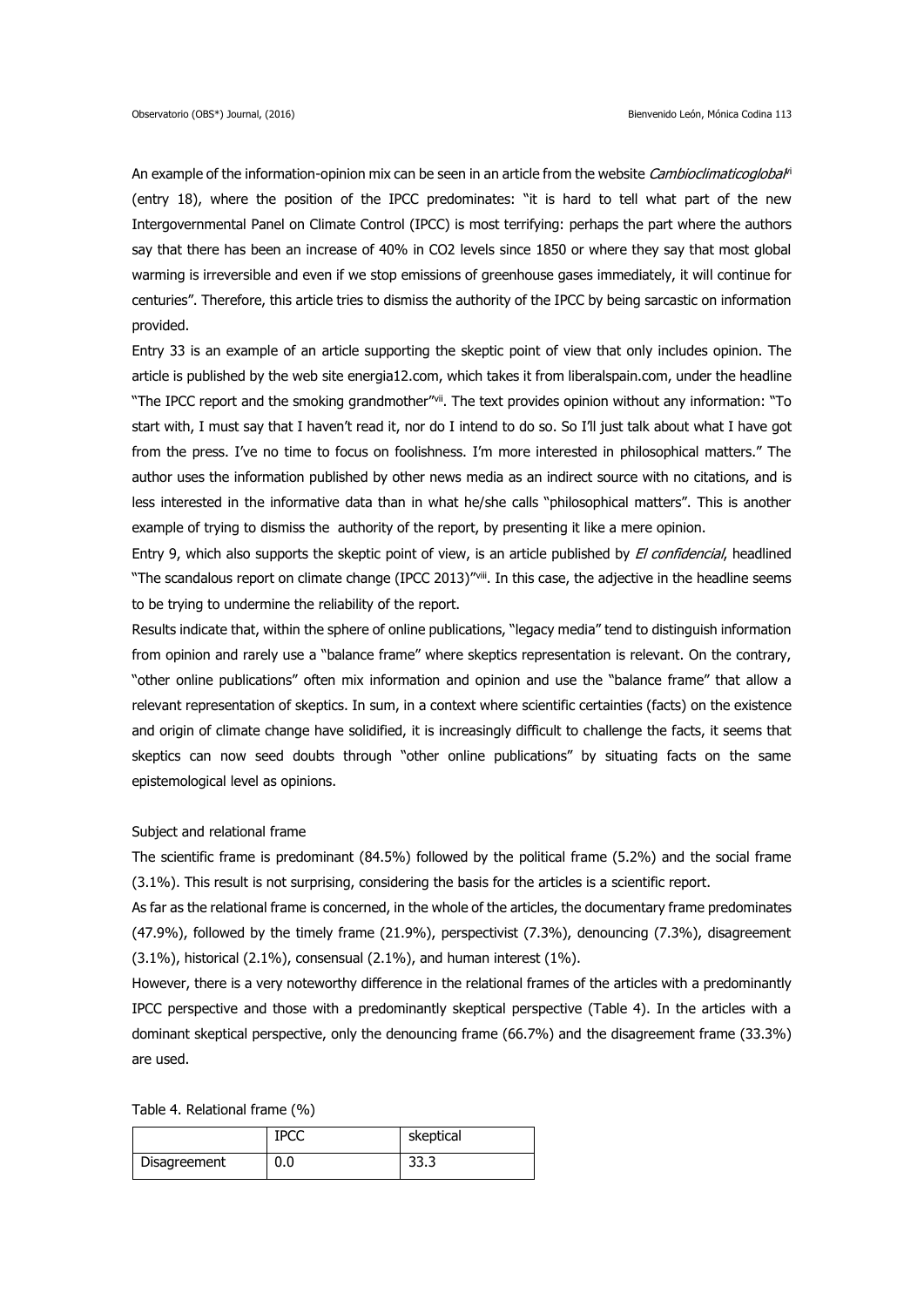An example of the information-opinion mix can be seen in an article from the website *Cambioclimaticoglobal*[vi] (entry 18), where the position of the IPCC predominates: "it is hard to tell what part of the new Intergovernmental Panel on Climate Control (IPCC) is most terrifying: perhaps the part where the authors say that there has been an increase of 40% in CO2 levels since 1850 or where they say that most global warming is irreversible and even if we stop emissions of greenhouse gases immediately, it will continue for centuries". Therefore, this article tries to dismiss the authority of the IPCC by being sarcastic on information provided.

Entry 33 is an example of an article supporting the skeptic point of view that only includes opinion. The article is published by the web site energia12.com, which takes it from liberalspain.com, under the headline "The IPCC report and the smoking grandmother"[vii]. The text provides opinion without any information: "To start with, I must say that I haven't read it, nor do I intend to do so. So I'll just talk about what I have got from the press. I've no time to focus on foolishness. I'm more interested in philosophical matters." The author uses the information published by other news media as an indirect source with no citations, and is less interested in the informative data than in what he/she calls "philosophical matters". This is another example of trying to dismiss the authority of the report, by presenting it like a mere opinion.

Entry 9, which also supports the skeptic point of view, is an article published by *El confidencial*, headlined "The scandalous report on climate change (IPCC 2013)"[viii]. In this case, the adjective in the headline seems to be trying to undermine the reliability of the report.

Results indicate that, within the sphere of online publications, "legacy media" tend to distinguish information from opinion and rarely use a "balance frame" where skeptics representation is relevant. On the contrary, "other online publications" often mix information and opinion and use the "balance frame" that allow a relevant representation of skeptics. In sum, in a context where scientific certainties (facts) on the existence and origin of climate change have solidified, it is increasingly difficult to challenge the facts, it seems that skeptics can now seed doubts through "other online publications" by situating facts on the same epistemological level as opinions.

Subject and relational frame

The scientific frame is predominant (84.5%) followed by the political frame (5.2%) and the social frame (3.1%). This result is not surprising, considering the basis for the articles is a scientific report.

As far as the relational frame is concerned, in the whole of the articles, the documentary frame predominates (47.9%), followed by the timely frame (21.9%), perspectivist (7.3%), denouncing (7.3%), disagreement (3.1%), historical (2.1%), consensual (2.1%), and human interest (1%).

However, there is a very noteworthy difference in the relational frames of the articles with a predominantly IPCC perspective and those with a predominantly skeptical perspective (Table 4). In the articles with a dominant skeptical perspective, only the denouncing frame (66.7%) and the disagreement frame (33.3%) are used.

Table 4. Relational frame (%)

| | IPCC | skeptical |
|---|---|---|
| Disagreement | 0.0 | 33.3 |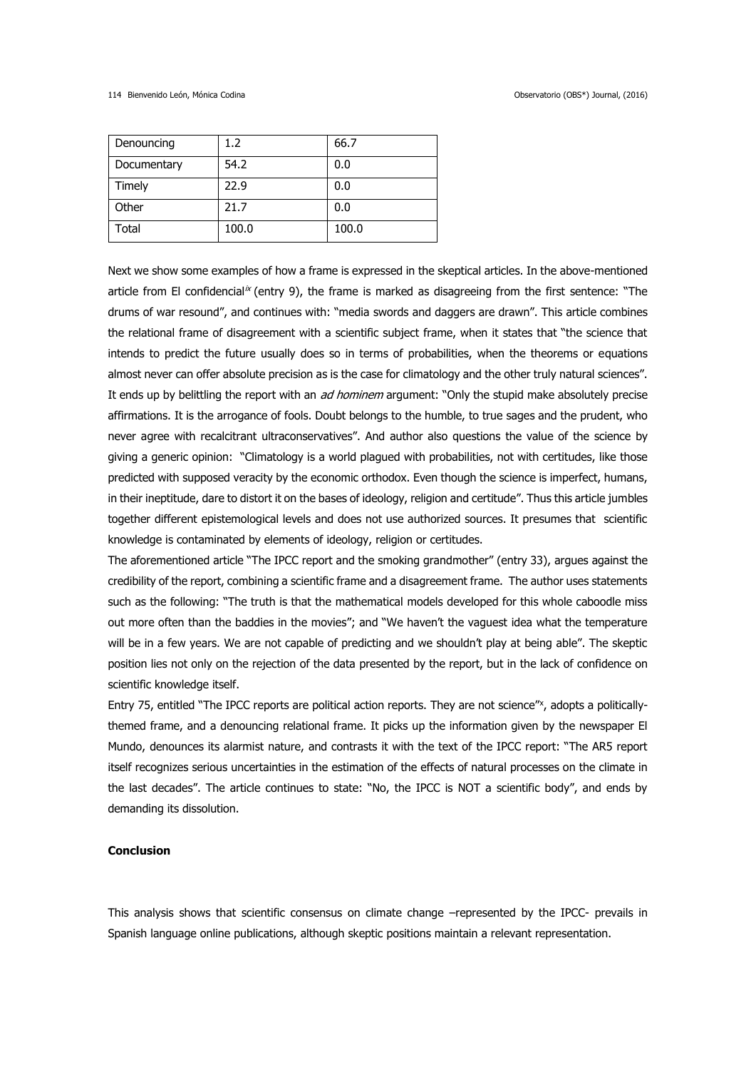| Denouncing | 1.2 | 66.7 |
|---|---|---|
| Documentary | 54.2 | 0.0 |
| Timely | 22.9 | 0.0 |
| Other | 21.7 | 0.0 |
| Total | 100.0 | 100.0 |

Next we show some examples of how a frame is expressed in the skeptical articles. In the above-mentioned article from El confidencial[ix] (entry 9), the frame is marked as disagreeing from the first sentence: "The drums of war resound", and continues with: "media swords and daggers are drawn". This article combines the relational frame of disagreement with a scientific subject frame, when it states that "the science that intends to predict the future usually does so in terms of probabilities, when the theorems or equations almost never can offer absolute precision as is the case for climatology and the other truly natural sciences". It ends up by belittling the report with an *ad hominem* argument: "Only the stupid make absolutely precise affirmations. It is the arrogance of fools. Doubt belongs to the humble, to true sages and the prudent, who never agree with recalcitrant ultraconservatives". And author also questions the value of the science by giving a generic opinion: "Climatology is a world plagued with probabilities, not with certitudes, like those predicted with supposed veracity by the economic orthodox. Even though the science is imperfect, humans, in their ineptitude, dare to distort it on the bases of ideology, religion and certitude". Thus this article jumbles together different epistemological levels and does not use authorized sources. It presumes that scientific knowledge is contaminated by elements of ideology, religion or certitudes.

The aforementioned article "The IPCC report and the smoking grandmother" (entry 33), argues against the credibility of the report, combining a scientific frame and a disagreement frame. The author uses statements such as the following: "The truth is that the mathematical models developed for this whole caboodle miss out more often than the baddies in the movies"; and "We haven't the vaguest idea what the temperature will be in a few years. We are not capable of predicting and we shouldn't play at being able". The skeptic position lies not only on the rejection of the data presented by the report, but in the lack of confidence on scientific knowledge itself.

Entry 75, entitled "The IPCC reports are political action reports. They are not science"[x], adopts a politically-themed frame, and a denouncing relational frame. It picks up the information given by the newspaper El Mundo, denounces its alarmist nature, and contrasts it with the text of the IPCC report: "The AR5 report itself recognizes serious uncertainties in the estimation of the effects of natural processes on the climate in the last decades". The article continues to state: "No, the IPCC is NOT a scientific body", and ends by demanding its dissolution.

**Conclusion**

This analysis shows that scientific consensus on climate change –represented by the IPCC- prevails in Spanish language online publications, although skeptic positions maintain a relevant representation.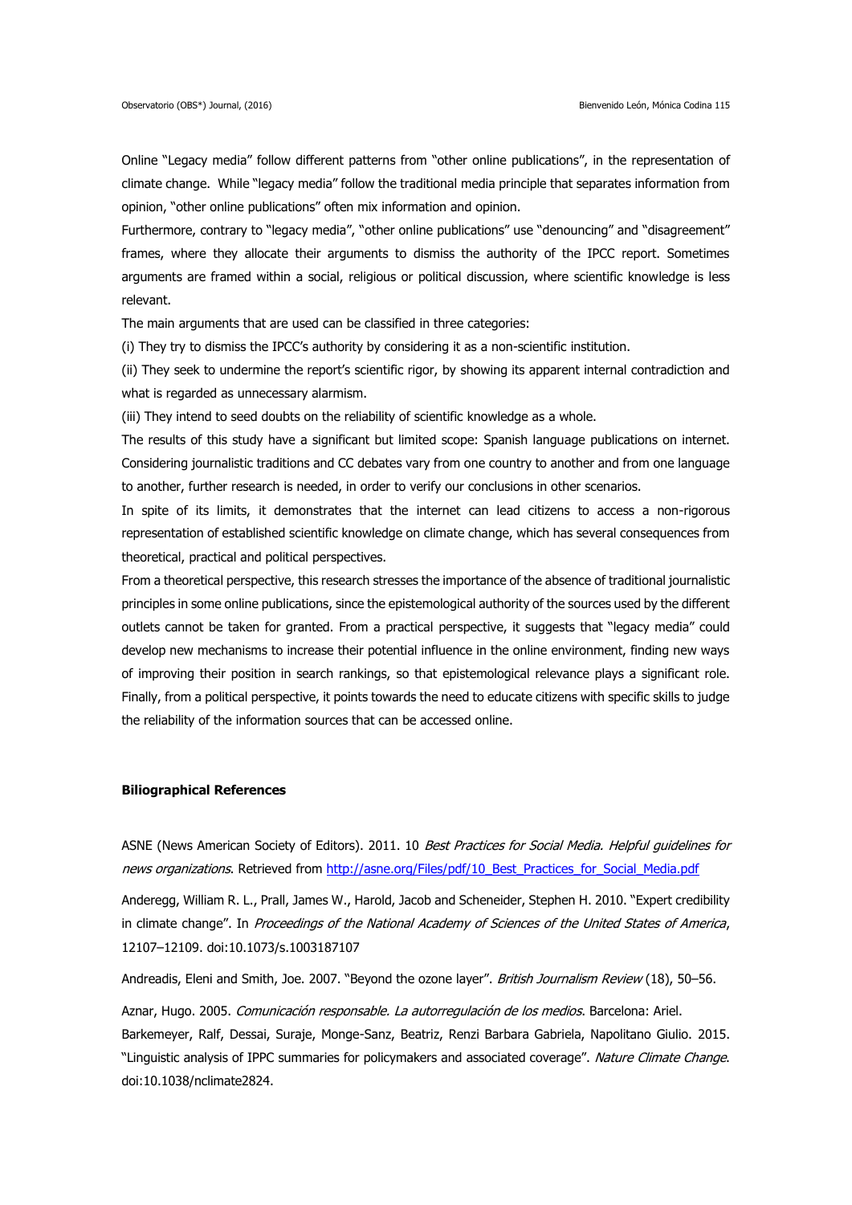Online "Legacy media" follow different patterns from "other online publications", in the representation of climate change. While "legacy media" follow the traditional media principle that separates information from opinion, "other online publications" often mix information and opinion.

Furthermore, contrary to "legacy media", "other online publications" use "denouncing" and "disagreement" frames, where they allocate their arguments to dismiss the authority of the IPCC report. Sometimes arguments are framed within a social, religious or political discussion, where scientific knowledge is less relevant.

The main arguments that are used can be classified in three categories:

(i) They try to dismiss the IPCC's authority by considering it as a non-scientific institution.

(ii) They seek to undermine the report's scientific rigor, by showing its apparent internal contradiction and what is regarded as unnecessary alarmism.

(iii) They intend to seed doubts on the reliability of scientific knowledge as a whole.

The results of this study have a significant but limited scope: Spanish language publications on internet. Considering journalistic traditions and CC debates vary from one country to another and from one language to another, further research is needed, in order to verify our conclusions in other scenarios.

In spite of its limits, it demonstrates that the internet can lead citizens to access a non-rigorous representation of established scientific knowledge on climate change, which has several consequences from theoretical, practical and political perspectives.

From a theoretical perspective, this research stresses the importance of the absence of traditional journalistic principles in some online publications, since the epistemological authority of the sources used by the different outlets cannot be taken for granted. From a practical perspective, it suggests that "legacy media" could develop new mechanisms to increase their potential influence in the online environment, finding new ways of improving their position in search rankings, so that epistemological relevance plays a significant role. Finally, from a political perspective, it points towards the need to educate citizens with specific skills to judge the reliability of the information sources that can be accessed online.

**Biliographical References**

ASNE (News American Society of Editors). 2011. 10 *Best Practices for Social Media. Helpful guidelines for news organizations*. Retrieved from http://asne.org/Files/pdf/10_Best_Practices_for_Social_Media.pdf

Anderegg, William R. L., Prall, James W., Harold, Jacob and Scheneider, Stephen H. 2010. "Expert credibility in climate change". In *Proceedings of the National Academy of Sciences of the United States of America*, 12107–12109. doi:10.1073/s.1003187107

Andreadis, Eleni and Smith, Joe. 2007. "Beyond the ozone layer". *British Journalism Review* (18), 50–56.

Aznar, Hugo. 2005. *Comunicación responsable. La autorregulación de los medios*. Barcelona: Ariel.

Barkemeyer, Ralf, Dessai, Suraje, Monge-Sanz, Beatriz, Renzi Barbara Gabriela, Napolitano Giulio. 2015. "Linguistic analysis of IPPC summaries for policymakers and associated coverage". *Nature Climate Change*. doi:10.1038/nclimate2824.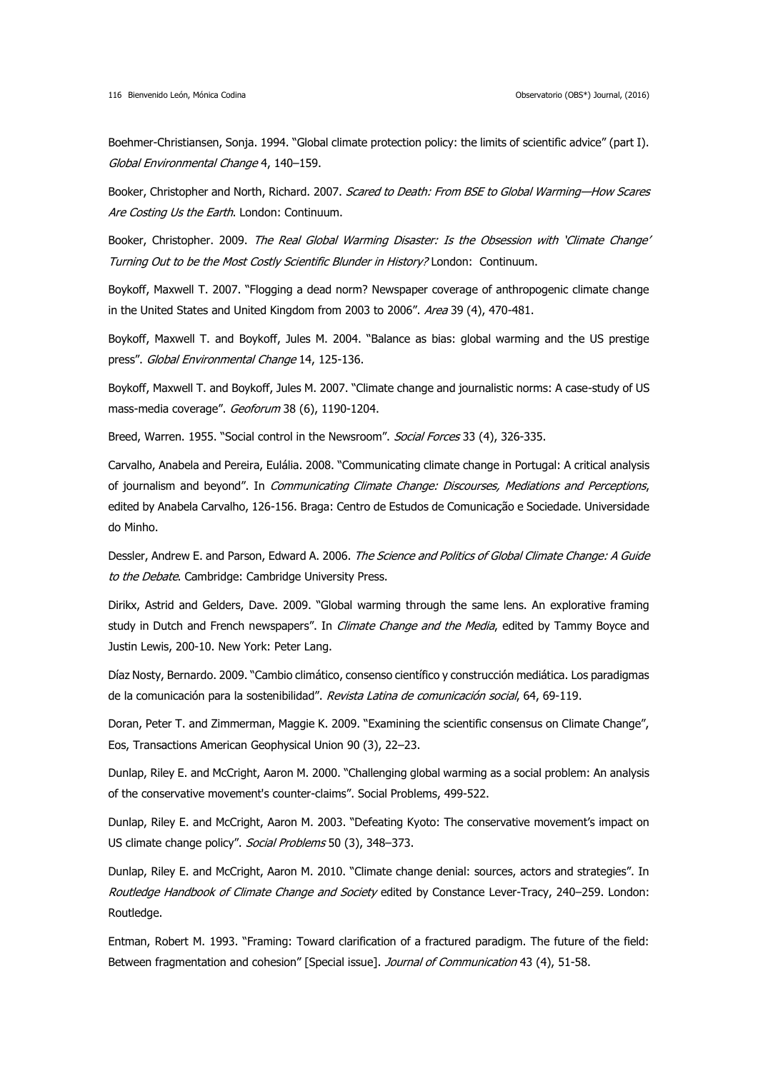Boehmer-Christiansen, Sonja. 1994. "Global climate protection policy: the limits of scientific advice" (part I). *Global Environmental Change* 4, 140–159.

Booker, Christopher and North, Richard. 2007. *Scared to Death: From BSE to Global Warming—How Scares Are Costing Us the Earth*. London: Continuum.

Booker, Christopher. 2009. *The Real Global Warming Disaster: Is the Obsession with 'Climate Change' Turning Out to be the Most Costly Scientific Blunder in History?* London: Continuum.

Boykoff, Maxwell T. 2007. "Flogging a dead norm? Newspaper coverage of anthropogenic climate change in the United States and United Kingdom from 2003 to 2006". *Area* 39 (4), 470-481.

Boykoff, Maxwell T. and Boykoff, Jules M. 2004. "Balance as bias: global warming and the US prestige press". *Global Environmental Change* 14, 125-136.

Boykoff, Maxwell T. and Boykoff, Jules M. 2007. "Climate change and journalistic norms: A case-study of US mass-media coverage". *Geoforum* 38 (6), 1190-1204.

Breed, Warren. 1955. "Social control in the Newsroom". *Social Forces* 33 (4), 326-335.

Carvalho, Anabela and Pereira, Eulália. 2008. "Communicating climate change in Portugal: A critical analysis of journalism and beyond". In *Communicating Climate Change: Discourses, Mediations and Perceptions*, edited by Anabela Carvalho, 126-156. Braga: Centro de Estudos de Comunicação e Sociedade. Universidade do Minho.

Dessler, Andrew E. and Parson, Edward A. 2006. *The Science and Politics of Global Climate Change: A Guide to the Debate*. Cambridge: Cambridge University Press.

Dirikx, Astrid and Gelders, Dave. 2009. "Global warming through the same lens. An explorative framing study in Dutch and French newspapers". In *Climate Change and the Media*, edited by Tammy Boyce and Justin Lewis, 200-10. New York: Peter Lang.

Díaz Nosty, Bernardo. 2009. "Cambio climático, consenso científico y construcción mediática. Los paradigmas de la comunicación para la sostenibilidad". *Revista Latina de comunicación social*, 64, 69-119.

Doran, Peter T. and Zimmerman, Maggie K. 2009. "Examining the scientific consensus on Climate Change", Eos, Transactions American Geophysical Union 90 (3), 22–23.

Dunlap, Riley E. and McCright, Aaron M. 2000. "Challenging global warming as a social problem: An analysis of the conservative movement's counter-claims". Social Problems, 499-522.

Dunlap, Riley E. and McCright, Aaron M. 2003. "Defeating Kyoto: The conservative movement's impact on US climate change policy". *Social Problems* 50 (3), 348–373.

Dunlap, Riley E. and McCright, Aaron M. 2010. "Climate change denial: sources, actors and strategies". In *Routledge Handbook of Climate Change and Society* edited by Constance Lever-Tracy, 240–259. London: Routledge.

Entman, Robert M. 1993. "Framing: Toward clarification of a fractured paradigm. The future of the field: Between fragmentation and cohesion" [Special issue]. *Journal of Communication* 43 (4), 51-58.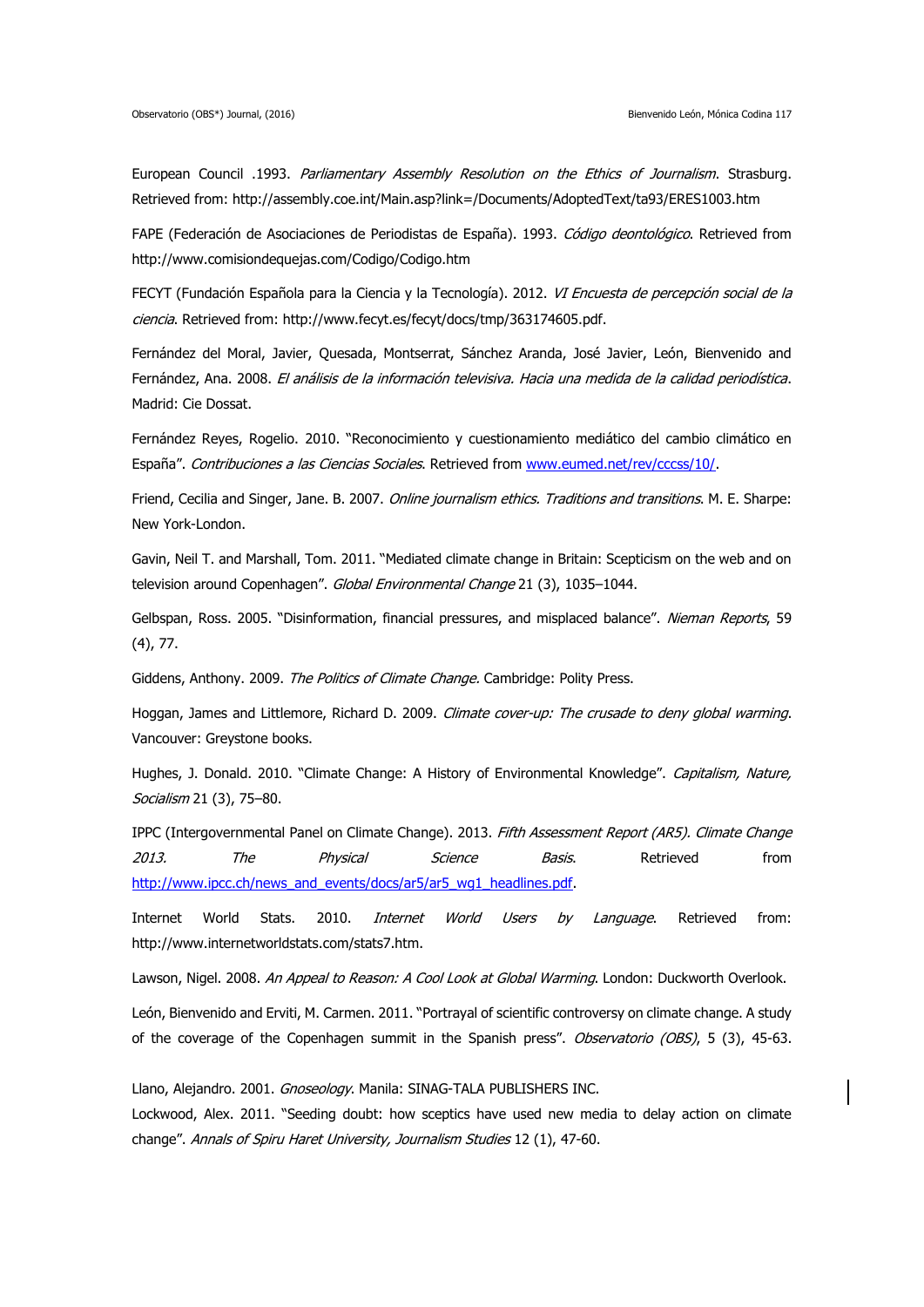European Council .1993. *Parliamentary Assembly Resolution on the Ethics of Journalism*. Strasburg. Retrieved from: http://assembly.coe.int/Main.asp?link=/Documents/AdoptedText/ta93/ERES1003.htm

FAPE (Federación de Asociaciones de Periodistas de España). 1993. *Código deontológico*. Retrieved from http://www.comisiondequejas.com/Codigo/Codigo.htm

FECYT (Fundación Española para la Ciencia y la Tecnología). 2012. *VI Encuesta de percepción social de la ciencia*. Retrieved from: http://www.fecyt.es/fecyt/docs/tmp/363174605.pdf.

Fernández del Moral, Javier, Quesada, Montserrat, Sánchez Aranda, José Javier, León, Bienvenido and Fernández, Ana. 2008. *El análisis de la información televisiva. Hacia una medida de la calidad periodística*. Madrid: Cie Dossat.

Fernández Reyes, Rogelio. 2010. "Reconocimiento y cuestionamiento mediático del cambio climático en España". *Contribuciones a las Ciencias Sociales*. Retrieved from www.eumed.net/rev/cccss/10/.

Friend, Cecilia and Singer, Jane. B. 2007. *Online journalism ethics. Traditions and transitions*. M. E. Sharpe: New York-London.

Gavin, Neil T. and Marshall, Tom. 2011. "Mediated climate change in Britain: Scepticism on the web and on television around Copenhagen". *Global Environmental Change* 21 (3), 1035–1044.

Gelbspan, Ross. 2005. "Disinformation, financial pressures, and misplaced balance". *Nieman Reports*, 59 (4), 77.

Giddens, Anthony. 2009. *The Politics of Climate Change.* Cambridge: Polity Press.

Hoggan, James and Littlemore, Richard D. 2009. *Climate cover-up: The crusade to deny global warming*. Vancouver: Greystone books.

Hughes, J. Donald. 2010. "Climate Change: A History of Environmental Knowledge". *Capitalism, Nature, Socialism* 21 (3), 75–80.

IPPC (Intergovernmental Panel on Climate Change). 2013. *Fifth Assessment Report (AR5). Climate Change 2013. The Physical Science Basis*. Retrieved from http://www.ipcc.ch/news_and_events/docs/ar5/ar5_wg1_headlines.pdf.

Internet World Stats. 2010. *Internet World Users by Language*. Retrieved from: http://www.internetworldstats.com/stats7.htm.

Lawson, Nigel. 2008. *An Appeal to Reason: A Cool Look at Global Warming*. London: Duckworth Overlook.

León, Bienvenido and Erviti, M. Carmen. 2011. "Portrayal of scientific controversy on climate change. A study of the coverage of the Copenhagen summit in the Spanish press". *Observatorio (OBS)*, 5 (3), 45-63.

Llano, Alejandro. 2001. *Gnoseology*. Manila: SINAG-TALA PUBLISHERS INC.

Lockwood, Alex. 2011. "Seeding doubt: how sceptics have used new media to delay action on climate change". *Annals of Spiru Haret University, Journalism Studies* 12 (1), 47-60.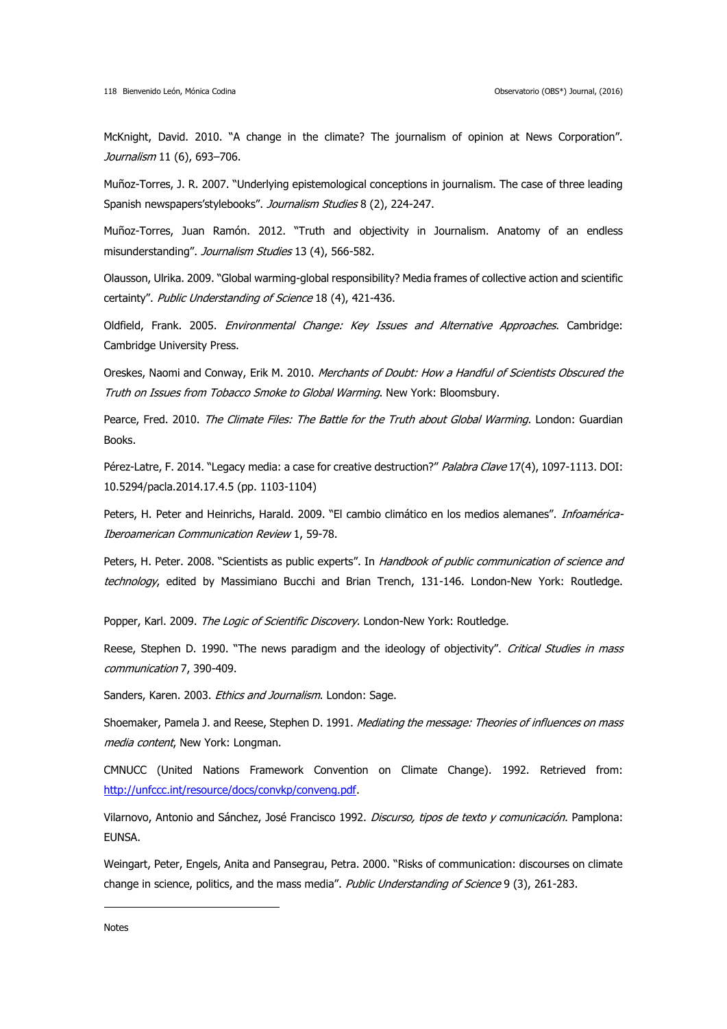McKnight, David. 2010. "A change in the climate? The journalism of opinion at News Corporation". *Journalism* 11 (6), 693–706.

Muñoz-Torres, J. R. 2007. "Underlying epistemological conceptions in journalism. The case of three leading Spanish newspapers'stylebooks". *Journalism Studies* 8 (2), 224-247.

Muñoz-Torres, Juan Ramón. 2012. "Truth and objectivity in Journalism. Anatomy of an endless misunderstanding". *Journalism Studies* 13 (4), 566-582.

Olausson, Ulrika. 2009. "Global warming-global responsibility? Media frames of collective action and scientific certainty". *Public Understanding of Science* 18 (4), 421-436.

Oldfield, Frank. 2005. *Environmental Change: Key Issues and Alternative Approaches*. Cambridge: Cambridge University Press.

Oreskes, Naomi and Conway, Erik M. 2010. *Merchants of Doubt: How a Handful of Scientists Obscured the Truth on Issues from Tobacco Smoke to Global Warming*. New York: Bloomsbury.

Pearce, Fred. 2010. *The Climate Files: The Battle for the Truth about Global Warming*. London: Guardian Books.

Pérez-Latre, F. 2014. "Legacy media: a case for creative destruction?" *Palabra Clave* 17(4), 1097-1113. DOI: 10.5294/pacla.2014.17.4.5 (pp. 1103-1104)

Peters, H. Peter and Heinrichs, Harald. 2009. "El cambio climático en los medios alemanes". *Infoamérica-Iberoamerican Communication Review* 1, 59-78.

Peters, H. Peter. 2008. "Scientists as public experts". In *Handbook of public communication of science and technology*, edited by Massimiano Bucchi and Brian Trench, 131-146. London-New York: Routledge.

Popper, Karl. 2009. *The Logic of Scientific Discovery.* London-New York: Routledge.

Reese, Stephen D. 1990. "The news paradigm and the ideology of objectivity". *Critical Studies in mass communication* 7, 390-409.

Sanders, Karen. 2003. *Ethics and Journalism*. London: Sage.

Shoemaker, Pamela J. and Reese, Stephen D. 1991. *Mediating the message: Theories of influences on mass media content*, New York: Longman.

CMNUCC (United Nations Framework Convention on Climate Change). 1992. Retrieved from: http://unfccc.int/resource/docs/convkp/conveng.pdf.

Vilarnovo, Antonio and Sánchez, José Francisco 1992. *Discurso, tipos de texto y comunicación.* Pamplona: EUNSA.

Weingart, Peter, Engels, Anita and Pansegrau, Petra. 2000. "Risks of communication: discourses on climate change in science, politics, and the mass media". *Public Understanding of Science* 9 (3), 261-283.

---

Notes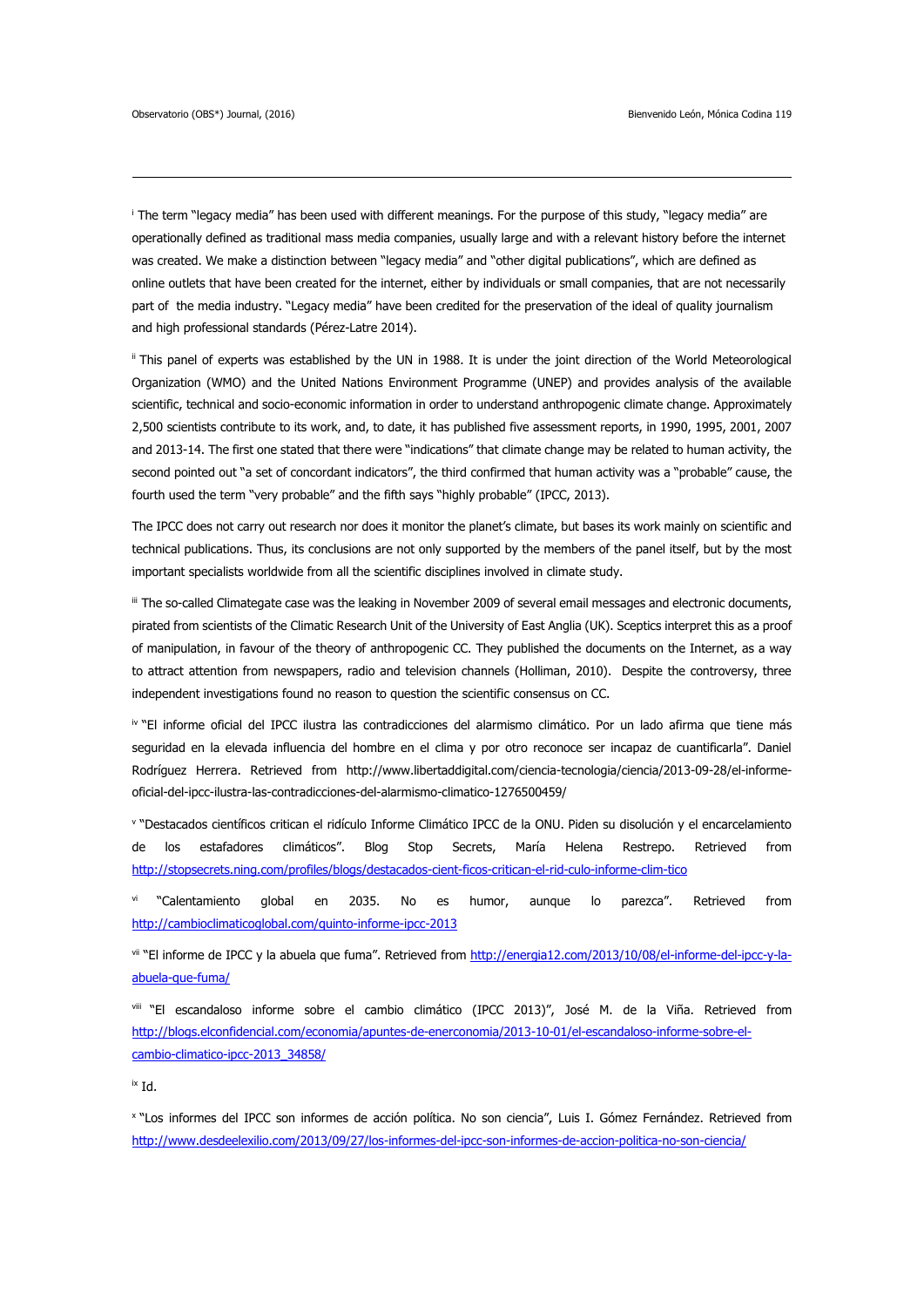[i] The term "legacy media" has been used with different meanings. For the purpose of this study, "legacy media" are operationally defined as traditional mass media companies, usually large and with a relevant history before the internet was created. We make a distinction between "legacy media" and "other digital publications", which are defined as online outlets that have been created for the internet, either by individuals or small companies, that are not necessarily part of the media industry. "Legacy media" have been credited for the preservation of the ideal of quality journalism and high professional standards (Pérez-Latre 2014).

[ii] This panel of experts was established by the UN in 1988. It is under the joint direction of the World Meteorological Organization (WMO) and the United Nations Environment Programme (UNEP) and provides analysis of the available scientific, technical and socio-economic information in order to understand anthropogenic climate change. Approximately 2,500 scientists contribute to its work, and, to date, it has published five assessment reports, in 1990, 1995, 2001, 2007 and 2013-14. The first one stated that there were "indications" that climate change may be related to human activity, the second pointed out "a set of concordant indicators", the third confirmed that human activity was a "probable" cause, the fourth used the term "very probable" and the fifth says "highly probable" (IPCC, 2013).

The IPCC does not carry out research nor does it monitor the planet's climate, but bases its work mainly on scientific and technical publications. Thus, its conclusions are not only supported by the members of the panel itself, but by the most important specialists worldwide from all the scientific disciplines involved in climate study.

[iii] The so-called Climategate case was the leaking in November 2009 of several email messages and electronic documents, pirated from scientists of the Climatic Research Unit of the University of East Anglia (UK). Sceptics interpret this as a proof of manipulation, in favour of the theory of anthropogenic CC. They published the documents on the Internet, as a way to attract attention from newspapers, radio and television channels (Holliman, 2010). Despite the controversy, three independent investigations found no reason to question the scientific consensus on CC.

[iv] "El informe oficial del IPCC ilustra las contradicciones del alarmismo climático. Por un lado afirma que tiene más seguridad en la elevada influencia del hombre en el clima y por otro reconoce ser incapaz de cuantificarla". Daniel Rodríguez Herrera. Retrieved from http://www.libertaddigital.com/ciencia-tecnologia/ciencia/2013-09-28/el-informe-oficial-del-ipcc-ilustra-las-contradicciones-del-alarmismo-climatico-1276500459/

[v] "Destacados científicos critican el ridículo Informe Climático IPCC de la ONU. Piden su disolución y el encarcelamiento de los estafadores climáticos". Blog Stop Secrets, María Helena Restrepo. Retrieved from http://stopsecrets.ning.com/profiles/blogs/destacados-cient-ficos-critican-el-rid-culo-informe-clim-tico

[vi] "Calentamiento global en 2035. No es humor, aunque lo parezca". Retrieved from http://cambioclimaticoglobal.com/quinto-informe-ipcc-2013

[vii] "El informe de IPCC y la abuela que fuma". Retrieved from http://energia12.com/2013/10/08/el-informe-del-ipcc-y-la-abuela-que-fuma/

[viii] "El escandaloso informe sobre el cambio climático (IPCC 2013)", José M. de la Viña. Retrieved from http://blogs.elconfidencial.com/economia/apuntes-de-enerconomia/2013-10-01/el-escandaloso-informe-sobre-el-cambio-climatico-ipcc-2013_34858/

[ix] Id.

[x] "Los informes del IPCC son informes de acción política. No son ciencia", Luis I. Gómez Fernández. Retrieved from http://www.desdeelexilio.com/2013/09/27/los-informes-del-ipcc-son-informes-de-accion-politica-no-son-ciencia/